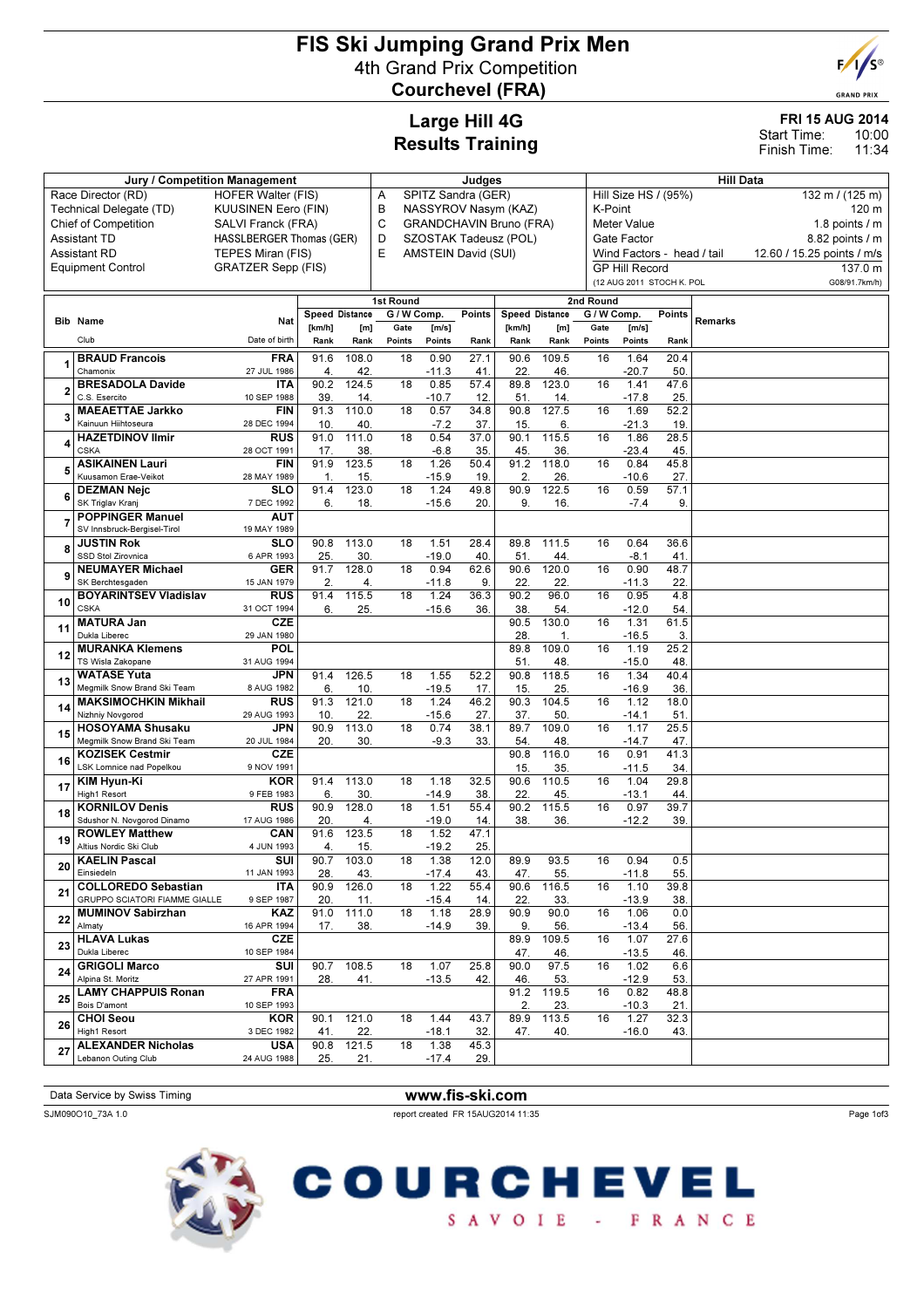# FIS Ski Jumping Grand Prix Men

## 4th Grand Prix Competition

## Courchevel (FRA)

## Large Hill 4G
## Results Training

**FRI 15 AUG 2014**
Start Time: 10:00
Finish Time: 11:34

| Jury / Competition Management | | Judges | | Hill Data | |
|---|---|---|---|---|---|
| Race Director (RD) | HOFER Walter (FIS) | A | SPITZ Sandra (GER) | Hill Size HS / (95%) | 132 m / (125 m) |
| Technical Delegate (TD) | KUUSINEN Eero (FIN) | B | NASSYROV Nasym (KAZ) | K-Point | 120 m |
| Chief of Competition | SALVI Franck (FRA) | C | GRANDCHAVIN Bruno (FRA) | Meter Value | 1.8 points / m |
| Assistant TD | HASSLBERGER Thomas (GER) | D | SZOSTAK Tadeusz (POL) | Gate Factor | 8.82 points / m |
| Assistant RD | TEPES Miran (FIS) | E | AMSTEIN David (SUI) | Wind Factors - head / tail | 12.60 / 15.25 points / m/s |
| Equipment Control | GRATZER Sepp (FIS) | | | GP Hill Record | 137.0 m |
| | | | | (12 AUG 2011 STOCH K. POL | G08/91.7km/h) |

| Bib | Name / Club | Nat / Date of birth | 1st Round Speed [km/h] / Rank | Distance [m] / Rank | Gate / Points | W Comp. [m/s] / Points | Points / Rank | 2nd Round Speed [km/h] / Rank | Distance [m] / Rank | Gate / Points | W Comp. [m/s] / Points | Points / Rank | Remarks |
|---|---|---|---|---|---|---|---|---|---|---|---|---|---|
| 1 | **BRAUD Francois** Chamonix | FRA 27 JUL 1986 | 91.6 4. | 108.0 42. | 18 | 0.90 -11.3 | 27.1 41. | 90.6 22. | 109.5 46. | 16 | 1.64 -20.7 | 20.4 50. | |
| 2 | **BRESADOLA Davide** C.S. Esercito | ITA 10 SEP 1988 | 90.2 39. | 124.5 14. | 18 | 0.85 -10.7 | 57.4 12. | 89.8 51. | 123.0 14. | 16 | 1.41 -17.8 | 47.6 25. | |
| 3 | **MAEAETTAE Jarkko** Kainuun Hiihtoseura | FIN 28 DEC 1994 | 91.3 10. | 110.0 40. | 18 | 0.57 -7.2 | 34.8 37. | 90.8 15. | 127.5 6. | 16 | 1.69 -21.3 | 52.2 19. | |
| 4 | **HAZETDINOV Ilmir** CSKA | RUS 28 OCT 1991 | 91.0 17. | 111.0 38. | 18 | 0.54 -6.8 | 37.0 35. | 90.1 45. | 115.5 36. | 16 | 1.86 -23.4 | 28.5 45. | |
| 5 | **ASIKAINEN Lauri** Kuusamon Erae-Veikot | FIN 28 MAY 1989 | 91.9 1. | 123.5 15. | 18 | 1.26 -15.9 | 50.4 19. | 91.2 2. | 118.0 26. | 16 | 0.84 -10.6 | 45.8 27. | |
| 6 | **DEZMAN Nejc** SK Triglav Kranj | SLO 7 DEC 1992 | 91.4 6. | 123.0 18. | 18 | 1.24 -15.6 | 49.8 20. | 90.9 9. | 122.5 16. | 16 | 0.59 -7.4 | 57.1 9. | |
| 7 | **POPPINGER Manuel** SV Innsbruck-Bergisel-Tirol | AUT 19 MAY 1989 | | | | | | | | | | | |
| 8 | **JUSTIN Rok** SSD Stol Zirovnica | SLO 6 APR 1993 | 90.8 25. | 113.0 30. | 18 | 1.51 -19.0 | 28.4 40. | 89.8 51. | 111.5 44. | 16 | 0.64 -8.1 | 36.6 41. | |
| 9 | **NEUMAYER Michael** SK Berchtesgaden | GER 15 JAN 1979 | 91.7 2. | 128.0 4. | 18 | 0.94 -11.8 | 62.6 9. | 90.6 22. | 120.0 22. | 16 | 0.90 -11.3 | 48.7 22. | |
| 10 | **BOYARINTSEV Vladislav** CSKA | RUS 31 OCT 1994 | 91.4 6. | 115.5 25. | 18 | 1.24 -15.6 | 36.3 36. | 90.2 38. | 96.0 54. | 16 | 0.95 -12.0 | 4.8 54. | |
| 11 | **MATURA Jan** Dukla Liberec | CZE 29 JAN 1980 | | | | | | 90.5 28. | 130.0 1. | 16 | 1.31 -16.5 | 61.5 3. | |
| 12 | **MURANKA Klemens** TS Wisla Zakopane | POL 31 AUG 1994 | | | | | | 89.8 51. | 109.0 48. | 16 | 1.19 -15.0 | 25.2 48. | |
| 13 | **WATASE Yuta** Megmilk Snow Brand Ski Team | JPN 8 AUG 1982 | 91.4 6. | 126.5 10. | 18 | 1.55 -19.5 | 52.2 17. | 90.8 15. | 118.5 25. | 16 | 1.34 -16.9 | 40.4 36. | |
| 14 | **MAKSIMOCHKIN Mikhail** Nizhniy Novgorod | RUS 29 AUG 1993 | 91.3 10. | 121.0 22. | 18 | 1.24 -15.6 | 46.2 27. | 90.3 37. | 104.5 50. | 16 | 1.12 -14.1 | 18.0 51. | |
| 15 | **HOSOYAMA Shusaku** Megmilk Snow Brand Ski Team | JPN 20 JUL 1984 | 90.9 20. | 113.0 30. | 18 | 0.74 -9.3 | 38.1 33. | 89.7 54. | 109.0 48. | 16 | 1.17 -14.7 | 25.5 47. | |
| 16 | **KOZISEK Cestmir** LSK Lomnice nad Popelkou | CZE 9 NOV 1991 | | | | | | 90.8 15. | 116.0 35. | 16 | 0.91 -11.5 | 41.3 34. | |
| 17 | **KIM Hyun-Ki** High1 Resort | KOR 9 FEB 1983 | 91.4 6. | 113.0 30. | 18 | 1.18 -14.9 | 32.5 38. | 90.6 22. | 110.5 45. | 16 | 1.04 -13.1 | 29.8 44. | |
| 18 | **KORNILOV Denis** Sdushor N. Novgorod Dinamo | RUS 17 AUG 1986 | 90.9 20. | 128.0 4. | 18 | 1.51 -19.0 | 55.4 14. | 90.2 38. | 115.5 36. | 16 | 0.97 -12.2 | 39.7 39. | |
| 19 | **ROWLEY Matthew** Altius Nordic Ski Club | CAN 4 JUN 1993 | 91.6 4. | 123.5 15. | 18 | 1.52 -19.2 | 47.1 25. | | | | | | |
| 20 | **KAELIN Pascal** Einsiedeln | SUI 11 JAN 1993 | 90.7 28. | 103.0 43. | 18 | 1.38 -17.4 | 12.0 43. | 89.9 47. | 93.5 55. | 16 | 0.94 -11.8 | 0.5 55. | |
| 21 | **COLLOREDO Sebastian** GRUPPO SCIATORI FIAMME GIALLE | ITA 9 SEP 1987 | 90.9 20. | 126.0 11. | 18 | 1.22 -15.4 | 55.4 14. | 90.6 22. | 116.5 33. | 16 | 1.10 -13.9 | 39.8 38. | |
| 22 | **MUMINOV Sabirzhan** Almaty | KAZ 16 APR 1994 | 91.0 17. | 111.0 38. | 18 | 1.18 -14.9 | 28.9 39. | 90.9 9. | 90.0 56. | 16 | 1.06 -13.4 | 0.0 56. | |
| 23 | **HLAVA Lukas** Dukla Liberec | CZE 10 SEP 1984 | | | | | | 89.9 47. | 109.5 46. | 16 | 1.07 -13.5 | 27.6 46. | |
| 24 | **GRIGOLI Marco** Alpina St. Moritz | SUI 27 APR 1991 | 90.7 28. | 108.5 41. | 18 | 1.07 -13.5 | 25.8 42. | 90.0 46. | 97.5 53. | 16 | 1.02 -12.9 | 6.6 53. | |
| 25 | **LAMY CHAPPUIS Ronan** Bois D'amont | FRA 10 SEP 1993 | | | | | | 91.2 2. | 119.5 23. | 16 | 0.82 -10.3 | 48.8 21. | |
| 26 | **CHOI Seou** High1 Resort | KOR 3 DEC 1982 | 90.1 41. | 121.0 22. | 18 | 1.44 -18.1 | 43.7 32. | 89.9 47. | 113.5 40. | 16 | 1.27 -16.0 | 32.3 43. | |
| 27 | **ALEXANDER Nicholas** Lebanon Outing Club | USA 24 AUG 1988 | 90.8 25. | 121.5 21. | 18 | 1.38 -17.4 | 45.3 29. | | | | | | |

Data Service by Swiss Timing

www.fis-ski.com

SJM090O10_73A 1.0 report created FR 15AUG2014 11:35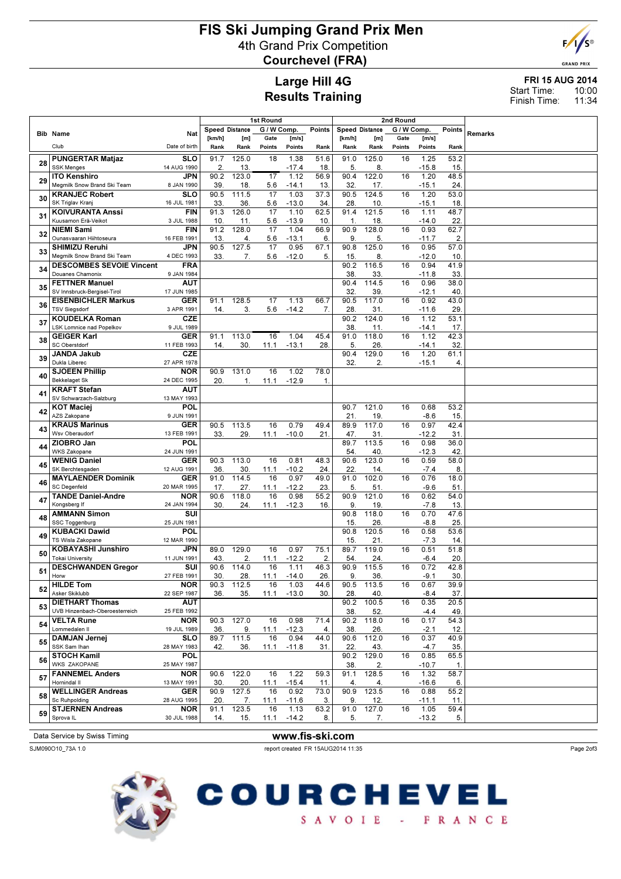# FIS Ski Jumping Grand Prix Men

## 4th Grand Prix Competition

## Courchevel (FRA)

## Large Hill 4G
## Results Training

**FRI 15 AUG 2014**
Start Time: 10:00
Finish Time: 11:34

| Bib | Name / Club | Nat / Date of birth | 1st Round Speed [km/h] / Rank | Distance [m] / Rank | G / W Comp. Gate / Points | [m/s] / Points | Points / Rank | 2nd Round Speed [km/h] / Rank | Distance [m] / Rank | G / W Comp. Gate / Points | [m/s] / Points | Points / Rank | Remarks |
|---|---|---|---|---|---|---|---|---|---|---|---|---|---|
| 28 | PUNGERTAR Matjaz / SSK Menges | SLO / 14 AUG 1990 | 91.7 / 2. | 125.0 / 13. | 18 | 1.38 / -17.4 | 51.6 / 18. | 91.0 / 5. | 125.0 / 8. | 16 | 1.25 / -15.8 | 53.2 / 15. | |
| 29 | ITO Kenshiro / Megmilk Snow Brand Ski Team | JPN / 8 JAN 1990 | 90.2 / 39. | 123.0 / 18. | 17 / 5.6 | 1.12 / -14.1 | 56.9 / 13. | 90.4 / 32. | 122.0 / 17. | 16 | 1.20 / -15.1 | 48.5 / 24. | |
| 30 | KRANJEC Robert / SK Triglav Kranj | SLO / 16 JUL 1981 | 90.5 / 33. | 111.5 / 36. | 17 / 5.6 | 1.03 / -13.0 | 37.3 / 34. | 90.5 / 28. | 124.5 / 10. | 16 | 1.20 / -15.1 | 53.0 / 18. | |
| 31 | KOIVURANTA Anssi / Kuusamon Erä-Veikot | FIN / 3 JUL 1988 | 91.3 / 10. | 126.0 / 11. | 17 / 5.6 | 1.10 / -13.9 | 62.5 / 10. | 91.4 / 1. | 121.5 / 18. | 16 | 1.11 / -14.0 | 48.7 / 22. | |
| 32 | NIEMI Sami / Ounasvaaran Hiihtoseura | FIN / 16 FEB 1991 | 91.2 / 13. | 128.0 / 4. | 17 / 5.6 | 1.04 / -13.1 | 66.9 / 6. | 90.9 / 9. | 128.0 / 5. | 16 | 0.93 / -11.7 | 62.7 / 2. | |
| 33 | SHIMIZU Reruhi / Megmilk Snow Brand Ski Team | JPN / 4 DEC 1993 | 90.5 / 33. | 127.5 / 7. | 17 / 5.6 | 0.95 / -12.0 | 67.1 / 5. | 90.8 / 15. | 125.0 / 8. | 16 | 0.95 / -12.0 | 57.0 / 10. | |
| 34 | DESCOMBES SEVOIE Vincent / Douanes Chamonix | FRA / 9 JAN 1984 | | | | | | 90.2 / 38. | 116.5 / 33. | 16 | 0.94 / -11.8 | 41.9 / 33. | |
| 35 | FETTNER Manuel / SV Innsbruck-Bergisel-Tirol | AUT / 17 JUN 1985 | | | | | | 90.4 / 32. | 114.5 / 39. | 16 | 0.96 / -12.1 | 38.0 / 40. | |
| 36 | EISENBICHLER Markus / TSV Siegsdorf | GER / 3 APR 1991 | 91.1 / 14. | 128.5 / 3. | 17 / 5.6 | 1.13 / -14.2 | 66.7 / 7. | 90.5 / 28. | 117.0 / 31. | 16 | 0.92 / -11.6 | 43.0 / 29. | |
| 37 | KOUDELKA Roman / LSK Lomnice nad Popelkov | CZE / 9 JUL 1989 | | | | | | 90.2 / 38. | 124.0 / 11. | 16 | 1.12 / -14.1 | 53.1 / 17. | |
| 38 | GEIGER Karl / SC Oberstdorf | GER / 11 FEB 1993 | 91.1 / 14. | 113.0 / 30. | 16 / 11.1 | 1.04 / -13.1 | 45.4 / 28. | 91.0 / 5. | 118.0 / 26. | 16 | 1.12 / -14.1 | 42.3 / 32. | |
| 39 | JANDA Jakub / Dukla Liberec | CZE / 27 APR 1978 | | | | | | 90.4 / 32. | 129.0 / 2. | 16 | 1.20 / -15.1 | 61.1 / 4. | |
| 40 | SJOEEN Phillip / Bekkelaget Sk | NOR / 24 DEC 1995 | 90.9 / 20. | 131.0 / 1. | 16 / 11.1 | 1.02 / -12.9 | 78.0 / 1. | | | | | | |
| 41 | KRAFT Stefan / SV Schwarzach-Salzburg | AUT / 13 MAY 1993 | | | | | | | | | | | |
| 42 | KOT Maciej / AZS Zakopane | POL / 9 JUN 1991 | | | | | | 90.7 / 21. | 121.0 / 19. | 16 | 0.68 / -8.6 | 53.2 / 15. | |
| 43 | KRAUS Marinus / Wsv Oberaudorf | GER / 13 FEB 1991 | 90.5 / 33. | 113.5 / 29. | 16 / 11.1 | 0.79 / -10.0 | 49.4 / 21. | 89.9 / 47. | 117.0 / 31. | 16 | 0.97 / -12.2 | 42.4 / 31. | |
| 44 | ZIOBRO Jan / WKS Zakopane | POL / 24 JUN 1991 | | | | | | 89.7 / 54. | 113.5 / 40. | 16 | 0.98 / -12.3 | 36.0 / 42. | |
| 45 | WENIG Daniel / SK Berchtesgaden | GER / 12 AUG 1991 | 90.3 / 36. | 113.0 / 30. | 16 / 11.1 | 0.81 / -10.2 | 48.3 / 24. | 90.6 / 22. | 123.0 / 14. | 16 | 0.59 / -7.4 | 58.0 / 8. | |
| 46 | MAYLAENDER Dominik / SC Degenfeld | GER / 20 MAR 1995 | 91.0 / 17. | 114.5 / 27. | 16 / 11.1 | 0.97 / -12.2 | 49.0 / 23. | 91.0 / 5. | 102.0 / 51. | 16 | 0.76 / -9.6 | 18.0 / 51. | |
| 47 | TANDE Daniel-Andre / Kongsberg If | NOR / 24 JAN 1994 | 90.6 / 30. | 118.0 / 24. | 16 / 11.1 | 0.98 / -12.3 | 55.2 / 16. | 90.9 / 9. | 121.0 / 19. | 16 | 0.62 / -7.8 | 54.0 / 13. | |
| 48 | AMMANN Simon / SSC Toggenburg | SUI / 25 JUN 1981 | | | | | | 90.8 / 15. | 118.0 / 26. | 16 | 0.70 / -8.8 | 47.6 / 25. | |
| 49 | KUBACKI Dawid / TS Wisla Zakopane | POL / 12 MAR 1990 | | | | | | 90.8 / 15. | 120.5 / 21. | 16 | 0.58 / -7.3 | 53.6 / 14. | |
| 50 | KOBAYASHI Junshiro / Tokai University | JPN / 11 JUN 1991 | 89.0 / 43. | 129.0 / 2. | 16 / 11.1 | 0.97 / -12.2 | 75.1 / 2. | 89.7 / 54. | 119.0 / 24. | 16 | 0.51 / -6.4 | 51.8 / 20. | |
| 51 | DESCHWANDEN Gregor / Horw | SUI / 27 FEB 1991 | 90.6 / 30. | 114.0 / 28. | 16 / 11.1 | 1.11 / -14.0 | 46.3 / 26. | 90.9 / 9. | 115.5 / 36. | 16 | 0.72 / -9.1 | 42.8 / 30. | |
| 52 | HILDE Tom / Asker Skiklubb | NOR / 22 SEP 1987 | 90.3 / 36. | 112.5 / 35. | 16 / 11.1 | 1.03 / -13.0 | 44.6 / 30. | 90.5 / 28. | 113.5 / 40. | 16 | 0.67 / -8.4 | 39.9 / 37. | |
| 53 | DIETHART Thomas / UVB Hinzenbach-Oberoesterreich | AUT / 25 FEB 1992 | | | | | | 90.2 / 38. | 100.5 / 52. | 16 | 0.35 / -4.4 | 20.5 / 49. | |
| 54 | VELTA Rune / Lommedalen Il | NOR / 19 JUL 1989 | 90.3 / 36. | 127.0 / 9. | 16 / 11.1 | 0.98 / -12.3 | 71.4 / 4. | 90.2 / 38. | 118.0 / 26. | 16 | 0.17 / -2.1 | 54.3 / 12. | |
| 55 | DAMJAN Jernej / SSK Sam Ihan | SLO / 28 MAY 1983 | 89.7 / 42. | 111.5 / 36. | 16 / 11.1 | 0.94 / -11.8 | 44.0 / 31. | 90.6 / 22. | 112.0 / 43. | 16 | 0.37 / -4.7 | 40.9 / 35. | |
| 56 | STOCH Kamil / WKS ZAKOPANE | POL / 25 MAY 1987 | | | | | | 90.2 / 38. | 129.0 / 2. | 16 | 0.85 / -10.7 | 65.5 / 1. | |
| 57 | FANNEMEL Anders / Hornindal Il | NOR / 13 MAY 1991 | 90.6 / 30. | 122.0 / 20. | 16 / 11.1 | 1.22 / -15.4 | 59.3 / 11. | 91.1 / 4. | 128.5 / 4. | 16 | 1.32 / -16.6 | 58.7 / 6. | |
| 58 | WELLINGER Andreas / Sc Ruhpolding | GER / 28 AUG 1995 | 90.9 / 20. | 127.5 / 7. | 16 / 11.1 | 0.92 / -11.6 | 73.0 / 3. | 90.9 / 9. | 123.5 / 12. | 16 | 0.88 / -11.1 | 55.2 / 11. | |
| 59 | STJERNEN Andreas / Sprova IL | NOR / 30 JUL 1988 | 91.1 / 14. | 123.5 / 15. | 16 / 11.1 | 1.13 / -14.2 | 63.2 / 8. | 91.0 / 5. | 127.0 / 7. | 16 | 1.05 / -13.2 | 59.4 / 5. | |

Data Service by Swiss Timing — www.fis-ski.com

SJM090O10_73A 1.0 — report created FR 15AUG2014 11:35

COURCHEVEL SAVOIE - FRANCE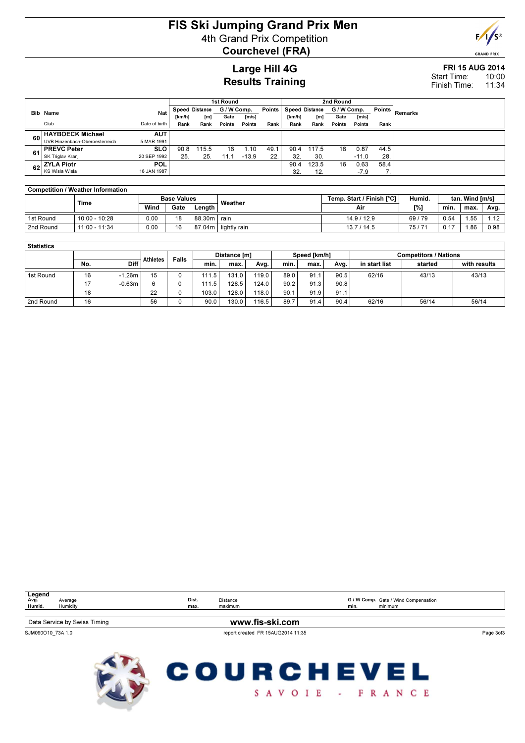# FIS Ski Jumping Grand Prix Men

## 4th Grand Prix Competition

## Courchevel (FRA)

## Large Hill 4G
## Results Training

**FRI 15 AUG 2014**
Start Time: 10:00
Finish Time: 11:34

| Bib | Name / Club | Nat / Date of birth | 1st Round Speed [km/h] Rank | Distance [m] Rank | G / W Comp. Gate Points | [m/s] Points | Points Rank | 2nd Round Speed [km/h] Rank | Distance [m] Rank | G / W Comp. Gate Points | [m/s] Points | Points Rank | Remarks |
|---|---|---|---|---|---|---|---|---|---|---|---|---|---|
| 60 | **HAYBOECK Michael** UVB Hinzenbach-Oberoesterreich | **AUT** 5 MAR 1991 | | | | | | | | | | | |
| 61 | **PREVC Peter** SK Triglav Kranj | **SLO** 20 SEP 1992 | 90.8 25. | 115.5 25. | 16 11.1 | 1.10 -13.9 | 49.1 22. | 90.4 32. | 117.5 30. | 16 | 0.87 -11.0 | 44.5 28. | |
| 62 | **ZYLA Piotr** KS Wisla Wisla | **POL** 16 JAN 1987 | | | | | | 90.4 32. | 123.5 12. | 16 | 0.63 -7.9 | 58.4 7. | |

**Competition / Weather Information**

| | Time | Base Values Wind | Gate | Length | Weather | Temp. Start / Finish [°C] Air | Humid. [%] | tan. Wind [m/s] min. | max. | Avg. |
|---|---|---|---|---|---|---|---|---|---|---|
| 1st Round | 10:00 - 10:28 | 0.00 | 18 | 88.30m | rain | 14.9 / 12.9 | 69 / 79 | 0.54 | 1.55 | 1.12 |
| 2nd Round | 11:00 - 11:34 | 0.00 | 16 | 87.04m | lightly rain | 13.7 / 14.5 | 75 / 71 | 0.17 | 1.86 | 0.98 |

**Statistics**

| | No. | Diff | Athletes | Falls | Distance [m] min. | max. | Avg. | Speed [km/h] min. | max. | Avg. | Competitors / Nations in start list | started | with results |
|---|---|---|---|---|---|---|---|---|---|---|---|---|---|
| 1st Round | 16 | -1.26m | 15 | 0 | 111.5 | 131.0 | 119.0 | 89.0 | 91.1 | 90.5 | 62/16 | 43/13 | 43/13 |
| | 17 | -0.63m | 6 | 0 | 111.5 | 128.5 | 124.0 | 90.2 | 91.3 | 90.8 | | | |
| | 18 | | 22 | 0 | 103.0 | 128.0 | 118.0 | 90.1 | 91.9 | 91.1 | | | |
| 2nd Round | 16 | | 56 | 0 | 90.0 | 130.0 | 116.5 | 89.7 | 91.4 | 90.4 | 62/16 | 56/14 | 56/14 |

**Legend**
Avg. Average
Humid. Humidity
Dist. Distance
max. maximum
G / W Comp. Gate / Wind Compensation
min. minimum

Data Service by Swiss Timing
www.fis-ski.com
SJM090O10_73A 1.0
report created FR 15AUG2014 11:35

COURCHEVEL
SAVOIE - FRANCE